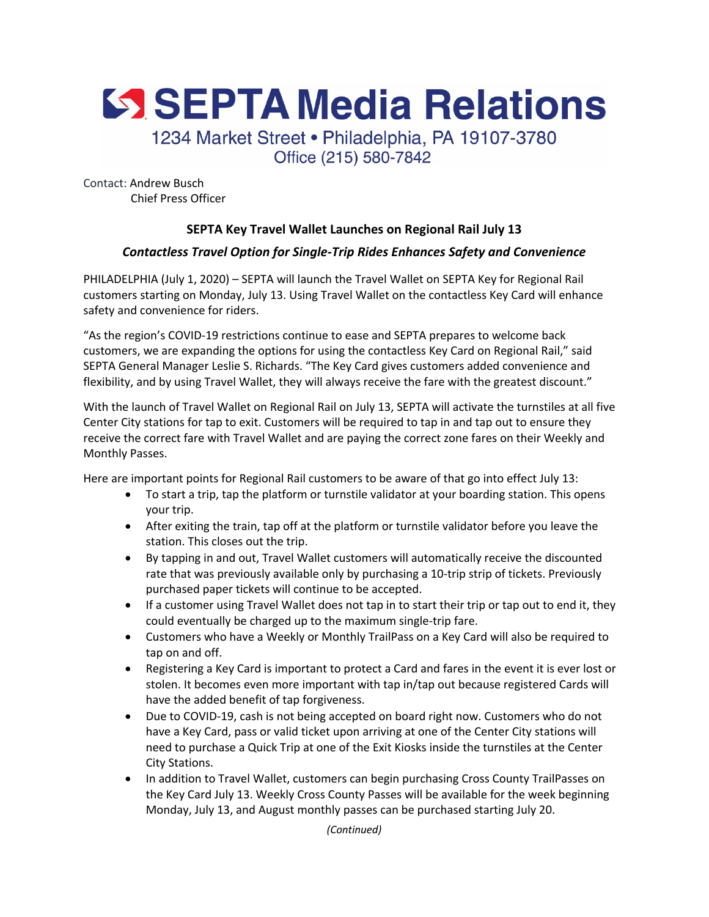# SEPTA Media Relations

1234 Market Street • Philadelphia, PA 19107-3780
Office (215) 580-7842

Contact: Andrew Busch
Chief Press Officer

## SEPTA Key Travel Wallet Launches on Regional Rail July 13

***Contactless Travel Option for Single-Trip Rides Enhances Safety and Convenience***

PHILADELPHIA (July 1, 2020) – SEPTA will launch the Travel Wallet on SEPTA Key for Regional Rail customers starting on Monday, July 13. Using Travel Wallet on the contactless Key Card will enhance safety and convenience for riders.

"As the region's COVID-19 restrictions continue to ease and SEPTA prepares to welcome back customers, we are expanding the options for using the contactless Key Card on Regional Rail," said SEPTA General Manager Leslie S. Richards. "The Key Card gives customers added convenience and flexibility, and by using Travel Wallet, they will always receive the fare with the greatest discount."

With the launch of Travel Wallet on Regional Rail on July 13, SEPTA will activate the turnstiles at all five Center City stations for tap to exit. Customers will be required to tap in and tap out to ensure they receive the correct fare with Travel Wallet and are paying the correct zone fares on their Weekly and Monthly Passes.

Here are important points for Regional Rail customers to be aware of that go into effect July 13:

- To start a trip, tap the platform or turnstile validator at your boarding station. This opens your trip.
- After exiting the train, tap off at the platform or turnstile validator before you leave the station. This closes out the trip.
- By tapping in and out, Travel Wallet customers will automatically receive the discounted rate that was previously available only by purchasing a 10-trip strip of tickets. Previously purchased paper tickets will continue to be accepted.
- If a customer using Travel Wallet does not tap in to start their trip or tap out to end it, they could eventually be charged up to the maximum single-trip fare.
- Customers who have a Weekly or Monthly TrailPass on a Key Card will also be required to tap on and off.
- Registering a Key Card is important to protect a Card and fares in the event it is ever lost or stolen. It becomes even more important with tap in/tap out because registered Cards will have the added benefit of tap forgiveness.
- Due to COVID-19, cash is not being accepted on board right now. Customers who do not have a Key Card, pass or valid ticket upon arriving at one of the Center City stations will need to purchase a Quick Trip at one of the Exit Kiosks inside the turnstiles at the Center City Stations.
- In addition to Travel Wallet, customers can begin purchasing Cross County TrailPasses on the Key Card July 13. Weekly Cross County Passes will be available for the week beginning Monday, July 13, and August monthly passes can be purchased starting July 20.

*(Continued)*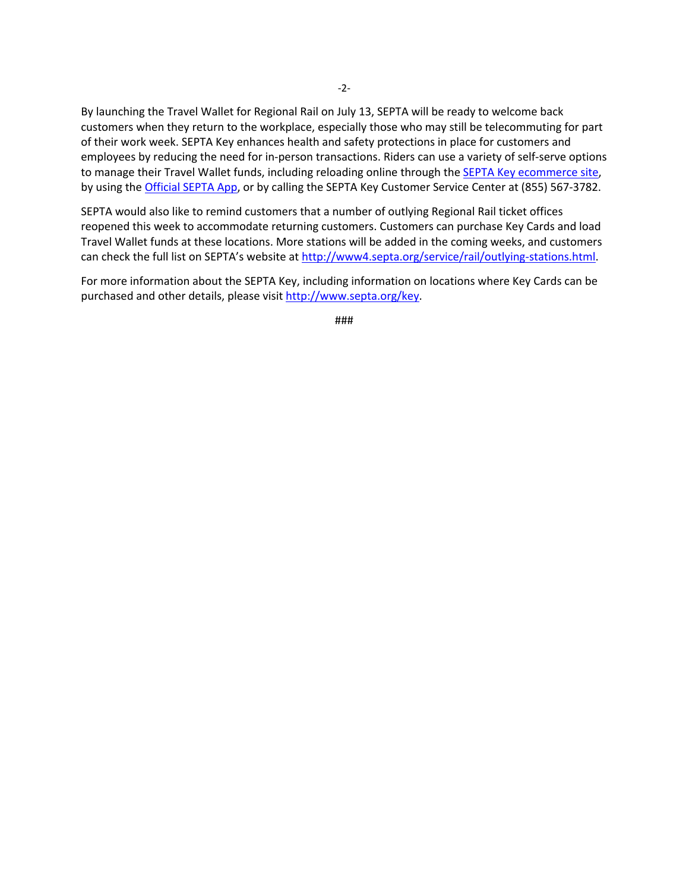By launching the Travel Wallet for Regional Rail on July 13, SEPTA will be ready to welcome back customers when they return to the workplace, especially those who may still be telecommuting for part of their work week. SEPTA Key enhances health and safety protections in place for customers and employees by reducing the need for in-person transactions. Riders can use a variety of self-serve options to manage their Travel Wallet funds, including reloading online through the SEPTA Key ecommerce site, by using the Official SEPTA App, or by calling the SEPTA Key Customer Service Center at (855) 567-3782.

SEPTA would also like to remind customers that a number of outlying Regional Rail ticket offices reopened this week to accommodate returning customers. Customers can purchase Key Cards and load Travel Wallet funds at these locations. More stations will be added in the coming weeks, and customers can check the full list on SEPTA's website at http://www4.septa.org/service/rail/outlying-stations.html.

For more information about the SEPTA Key, including information on locations where Key Cards can be purchased and other details, please visit http://www.septa.org/key.

###